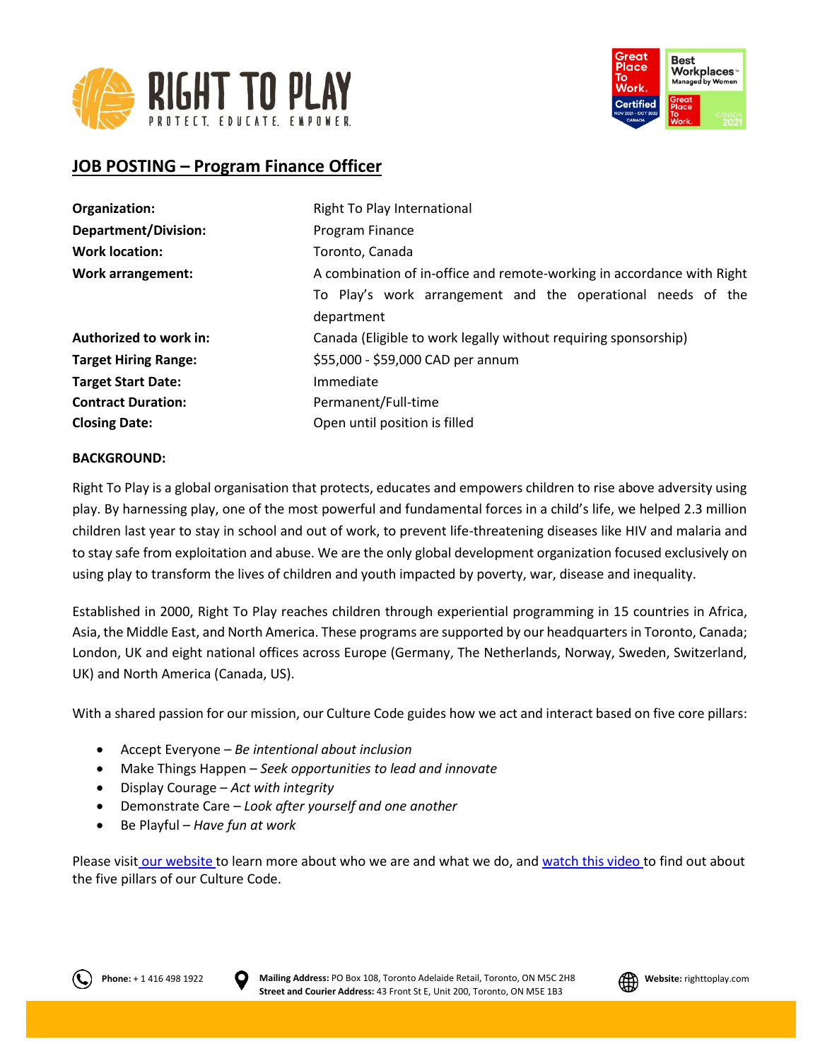# JOB POSTING – Program Finance Officer

| | |
|---|---|
| **Organization:** | Right To Play International |
| **Department/Division:** | Program Finance |
| **Work location:** | Toronto, Canada |
| **Work arrangement:** | A combination of in-office and remote-working in accordance with Right To Play's work arrangement and the operational needs of the department |
| **Authorized to work in:** | Canada (Eligible to work legally without requiring sponsorship) |
| **Target Hiring Range:** | $55,000 - $59,000 CAD per annum |
| **Target Start Date:** | Immediate |
| **Contract Duration:** | Permanent/Full-time |
| **Closing Date:** | Open until position is filled |

**BACKGROUND:**

Right To Play is a global organisation that protects, educates and empowers children to rise above adversity using play. By harnessing play, one of the most powerful and fundamental forces in a child's life, we helped 2.3 million children last year to stay in school and out of work, to prevent life-threatening diseases like HIV and malaria and to stay safe from exploitation and abuse. We are the only global development organization focused exclusively on using play to transform the lives of children and youth impacted by poverty, war, disease and inequality.

Established in 2000, Right To Play reaches children through experiential programming in 15 countries in Africa, Asia, the Middle East, and North America. These programs are supported by our headquarters in Toronto, Canada; London, UK and eight national offices across Europe (Germany, The Netherlands, Norway, Sweden, Switzerland, UK) and North America (Canada, US).

With a shared passion for our mission, our Culture Code guides how we act and interact based on five core pillars:

- Accept Everyone – *Be intentional about inclusion*
- Make Things Happen – *Seek opportunities to lead and innovate*
- Display Courage – *Act with integrity*
- Demonstrate Care – *Look after yourself and one another*
- Be Playful – *Have fun at work*

Please visit our website to learn more about who we are and what we do, and watch this video to find out about the five pillars of our Culture Code.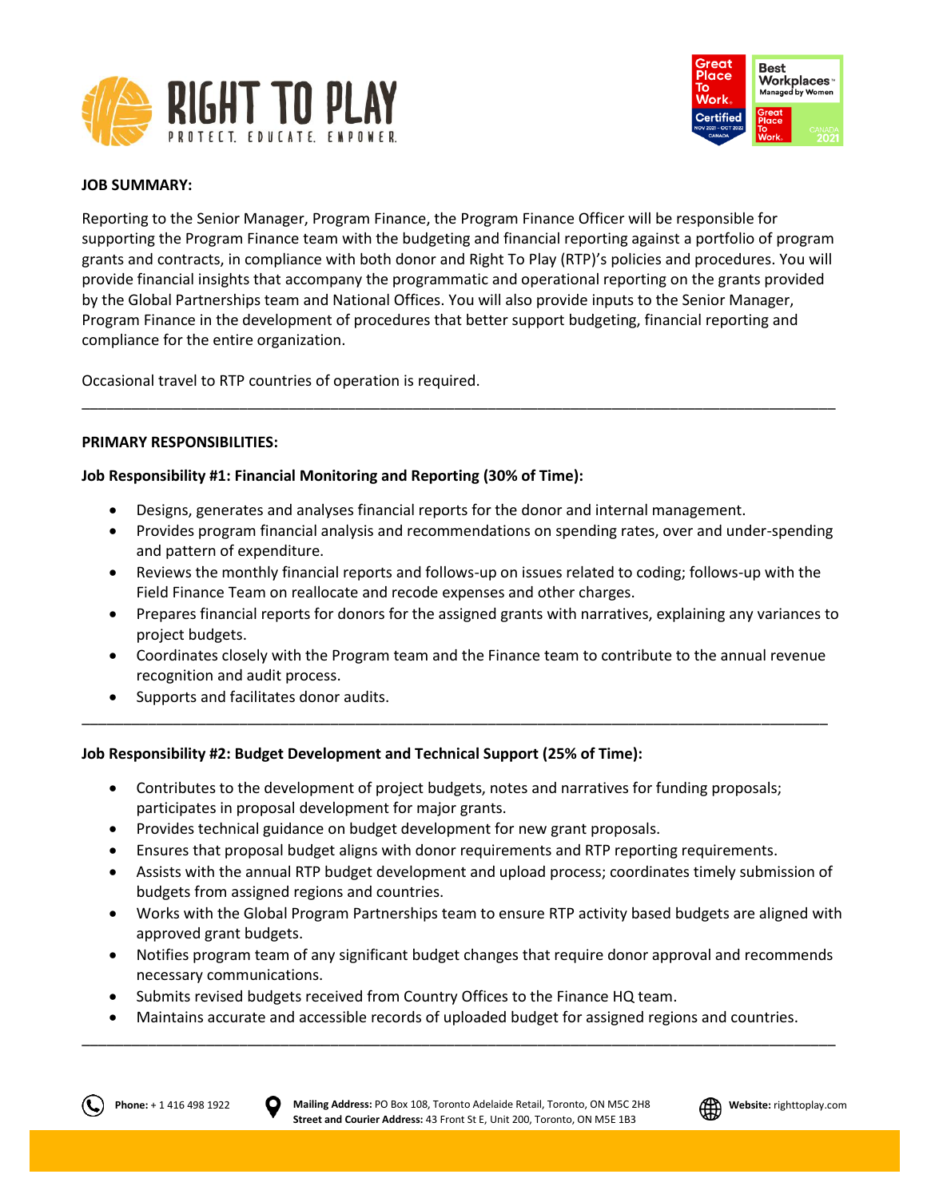**JOB SUMMARY:**

Reporting to the Senior Manager, Program Finance, the Program Finance Officer will be responsible for supporting the Program Finance team with the budgeting and financial reporting against a portfolio of program grants and contracts, in compliance with both donor and Right To Play (RTP)'s policies and procedures. You will provide financial insights that accompany the programmatic and operational reporting on the grants provided by the Global Partnerships team and National Offices. You will also provide inputs to the Senior Manager, Program Finance in the development of procedures that better support budgeting, financial reporting and compliance for the entire organization.

Occasional travel to RTP countries of operation is required.

---

**PRIMARY RESPONSIBILITIES:**

**Job Responsibility #1: Financial Monitoring and Reporting (30% of Time):**

- Designs, generates and analyses financial reports for the donor and internal management.
- Provides program financial analysis and recommendations on spending rates, over and under-spending and pattern of expenditure.
- Reviews the monthly financial reports and follows-up on issues related to coding; follows-up with the Field Finance Team on reallocate and recode expenses and other charges.
- Prepares financial reports for donors for the assigned grants with narratives, explaining any variances to project budgets.
- Coordinates closely with the Program team and the Finance team to contribute to the annual revenue recognition and audit process.
- Supports and facilitates donor audits.

---

**Job Responsibility #2: Budget Development and Technical Support (25% of Time):**

- Contributes to the development of project budgets, notes and narratives for funding proposals; participates in proposal development for major grants.
- Provides technical guidance on budget development for new grant proposals.
- Ensures that proposal budget aligns with donor requirements and RTP reporting requirements.
- Assists with the annual RTP budget development and upload process; coordinates timely submission of budgets from assigned regions and countries.
- Works with the Global Program Partnerships team to ensure RTP activity based budgets are aligned with approved grant budgets.
- Notifies program team of any significant budget changes that require donor approval and recommends necessary communications.
- Submits revised budgets received from Country Offices to the Finance HQ team.
- Maintains accurate and accessible records of uploaded budget for assigned regions and countries.

---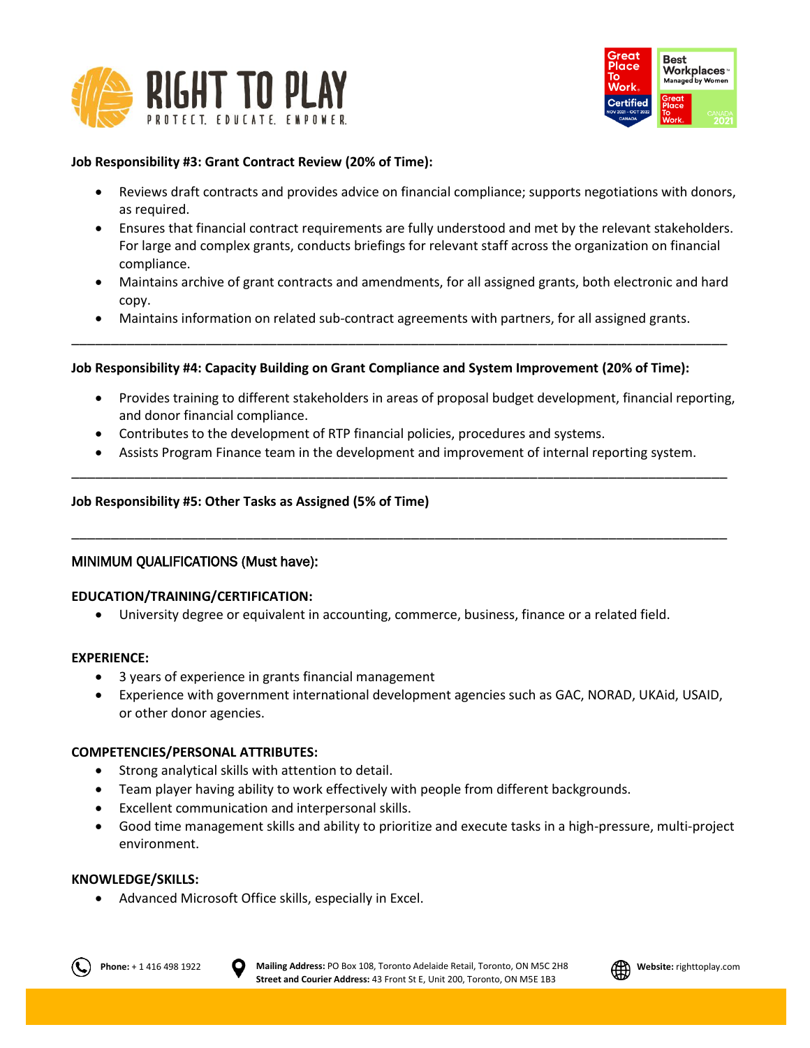**Job Responsibility #3: Grant Contract Review (20% of Time):**

- Reviews draft contracts and provides advice on financial compliance; supports negotiations with donors, as required.
- Ensures that financial contract requirements are fully understood and met by the relevant stakeholders. For large and complex grants, conducts briefings for relevant staff across the organization on financial compliance.
- Maintains archive of grant contracts and amendments, for all assigned grants, both electronic and hard copy.
- Maintains information on related sub-contract agreements with partners, for all assigned grants.

---

**Job Responsibility #4: Capacity Building on Grant Compliance and System Improvement (20% of Time):**

- Provides training to different stakeholders in areas of proposal budget development, financial reporting, and donor financial compliance.
- Contributes to the development of RTP financial policies, procedures and systems.
- Assists Program Finance team in the development and improvement of internal reporting system.

---

**Job Responsibility #5: Other Tasks as Assigned (5% of Time)**

---

MINIMUM QUALIFICATIONS (Must have):

**EDUCATION/TRAINING/CERTIFICATION:**

- University degree or equivalent in accounting, commerce, business, finance or a related field.

**EXPERIENCE:**

- 3 years of experience in grants financial management
- Experience with government international development agencies such as GAC, NORAD, UKAid, USAID, or other donor agencies.

**COMPETENCIES/PERSONAL ATTRIBUTES:**

- Strong analytical skills with attention to detail.
- Team player having ability to work effectively with people from different backgrounds.
- Excellent communication and interpersonal skills.
- Good time management skills and ability to prioritize and execute tasks in a high-pressure, multi-project environment.

**KNOWLEDGE/SKILLS:**

- Advanced Microsoft Office skills, especially in Excel.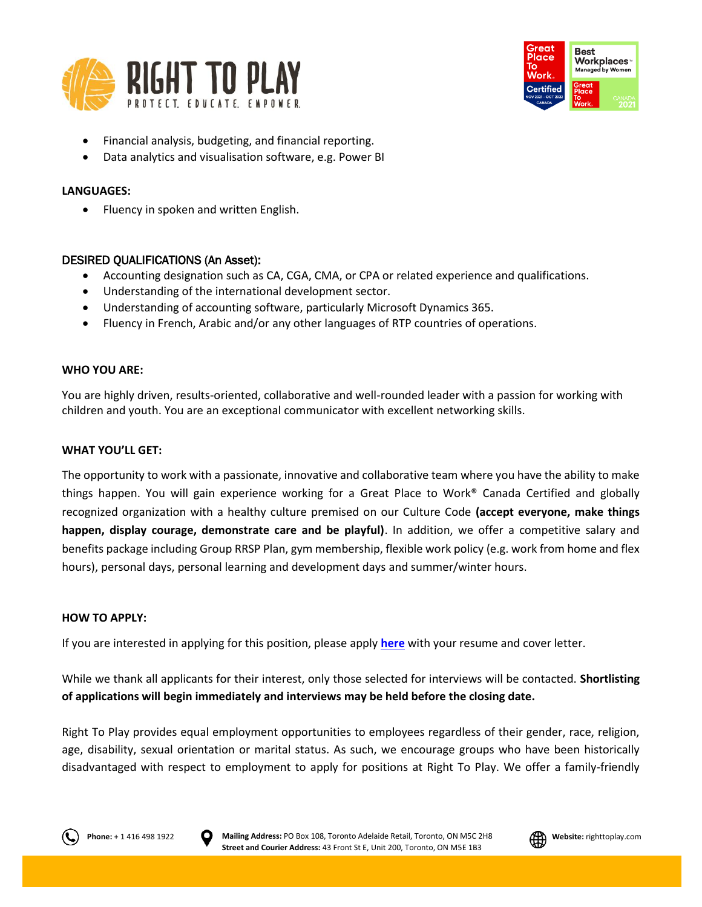- Financial analysis, budgeting, and financial reporting.
- Data analytics and visualisation software, e.g. Power BI

**LANGUAGES:**

- Fluency in spoken and written English.

DESIRED QUALIFICATIONS (An Asset):

- Accounting designation such as CA, CGA, CMA, or CPA or related experience and qualifications.
- Understanding of the international development sector.
- Understanding of accounting software, particularly Microsoft Dynamics 365.
- Fluency in French, Arabic and/or any other languages of RTP countries of operations.

**WHO YOU ARE:**

You are highly driven, results-oriented, collaborative and well-rounded leader with a passion for working with children and youth. You are an exceptional communicator with excellent networking skills.

**WHAT YOU'LL GET:**

The opportunity to work with a passionate, innovative and collaborative team where you have the ability to make things happen. You will gain experience working for a Great Place to Work® Canada Certified and globally recognized organization with a healthy culture premised on our Culture Code **(accept everyone, make things happen, display courage, demonstrate care and be playful)**. In addition, we offer a competitive salary and benefits package including Group RRSP Plan, gym membership, flexible work policy (e.g. work from home and flex hours), personal days, personal learning and development days and summer/winter hours.

**HOW TO APPLY:**

If you are interested in applying for this position, please apply **here** with your resume and cover letter.

While we thank all applicants for their interest, only those selected for interviews will be contacted. **Shortlisting of applications will begin immediately and interviews may be held before the closing date.**

Right To Play provides equal employment opportunities to employees regardless of their gender, race, religion, age, disability, sexual orientation or marital status. As such, we encourage groups who have been historically disadvantaged with respect to employment to apply for positions at Right To Play. We offer a family-friendly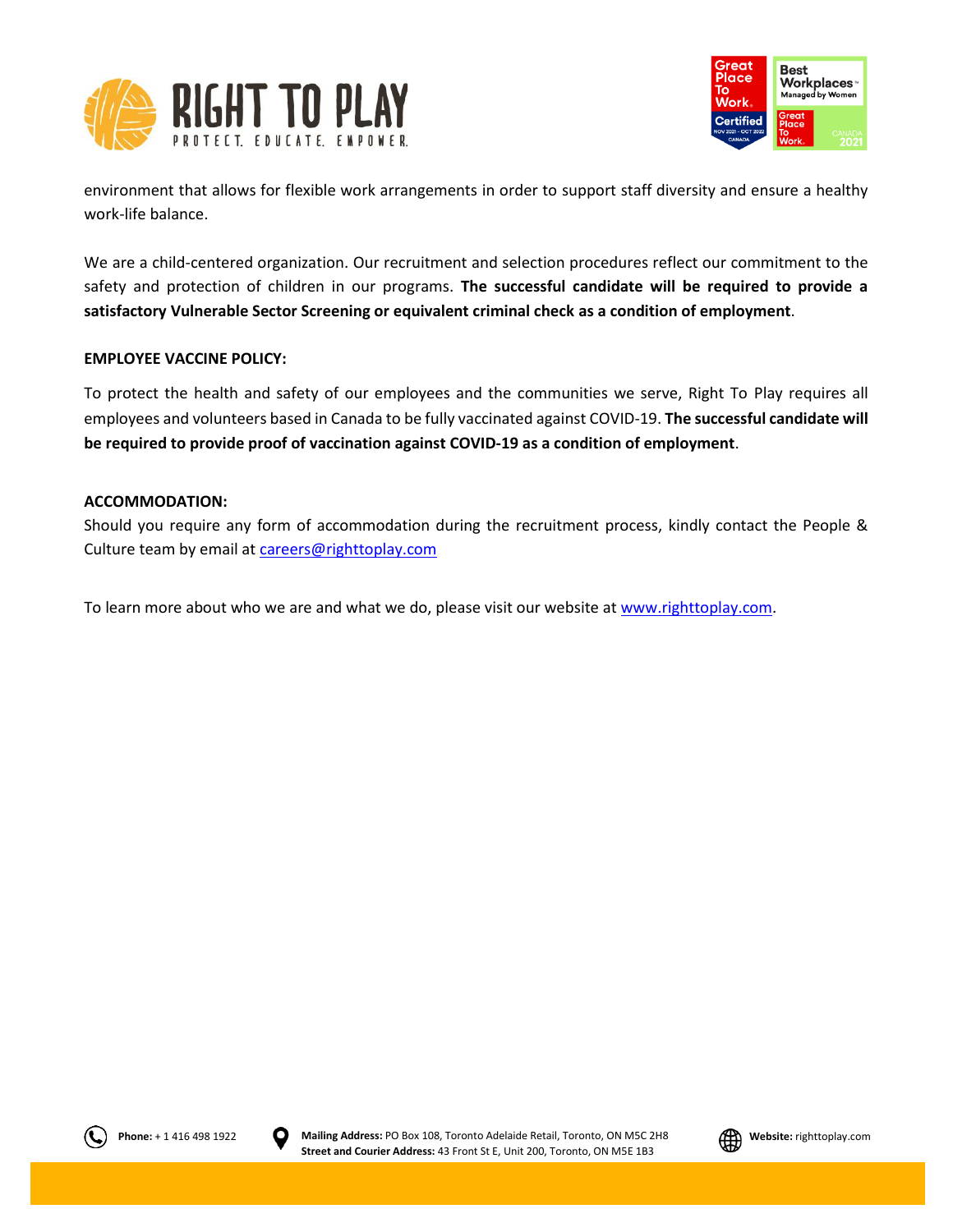environment that allows for flexible work arrangements in order to support staff diversity and ensure a healthy work-life balance.

We are a child-centered organization. Our recruitment and selection procedures reflect our commitment to the safety and protection of children in our programs. **The successful candidate will be required to provide a satisfactory Vulnerable Sector Screening or equivalent criminal check as a condition of employment**.

**EMPLOYEE VACCINE POLICY:**

To protect the health and safety of our employees and the communities we serve, Right To Play requires all employees and volunteers based in Canada to be fully vaccinated against COVID-19. **The successful candidate will be required to provide proof of vaccination against COVID-19 as a condition of employment**.

**ACCOMMODATION:**

Should you require any form of accommodation during the recruitment process, kindly contact the People & Culture team by email at careers@righttoplay.com

To learn more about who we are and what we do, please visit our website at www.righttoplay.com.